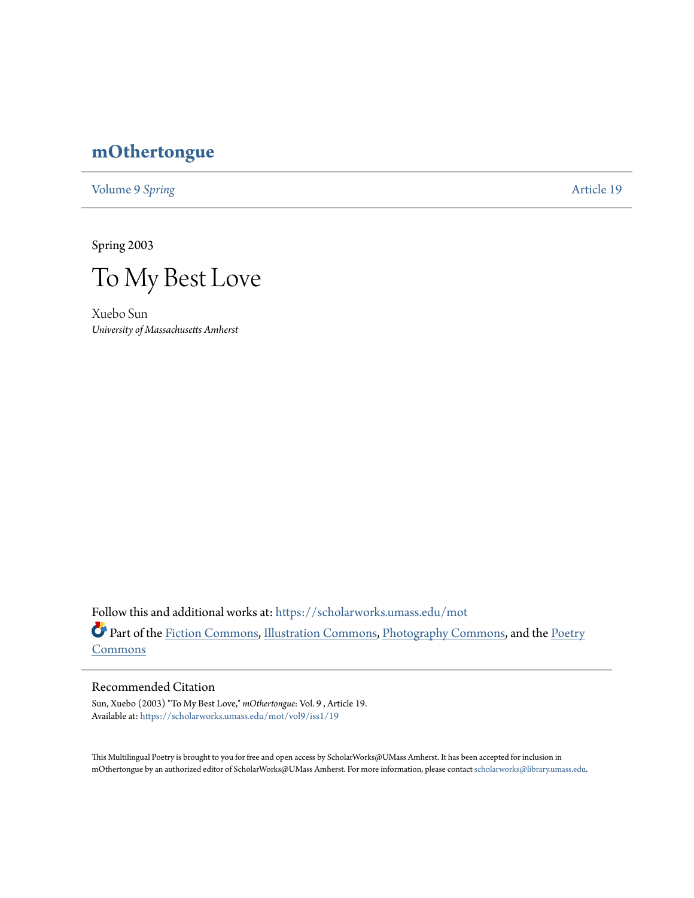# mOthertongue

Volume 9 *Spring* | Article 19

Spring 2003

## To My Best Love

Xuebo Sun
*University of Massachusetts Amherst*

Follow this and additional works at: https://scholarworks.umass.edu/mot

Part of the Fiction Commons, Illustration Commons, Photography Commons, and the Poetry Commons

### Recommended Citation

Sun, Xuebo (2003) "To My Best Love," *mOthertongue*: Vol. 9 , Article 19.
Available at: https://scholarworks.umass.edu/mot/vol9/iss1/19

This Multilingual Poetry is brought to you for free and open access by ScholarWorks@UMass Amherst. It has been accepted for inclusion in mOthertongue by an authorized editor of ScholarWorks@UMass Amherst. For more information, please contact scholarworks@library.umass.edu.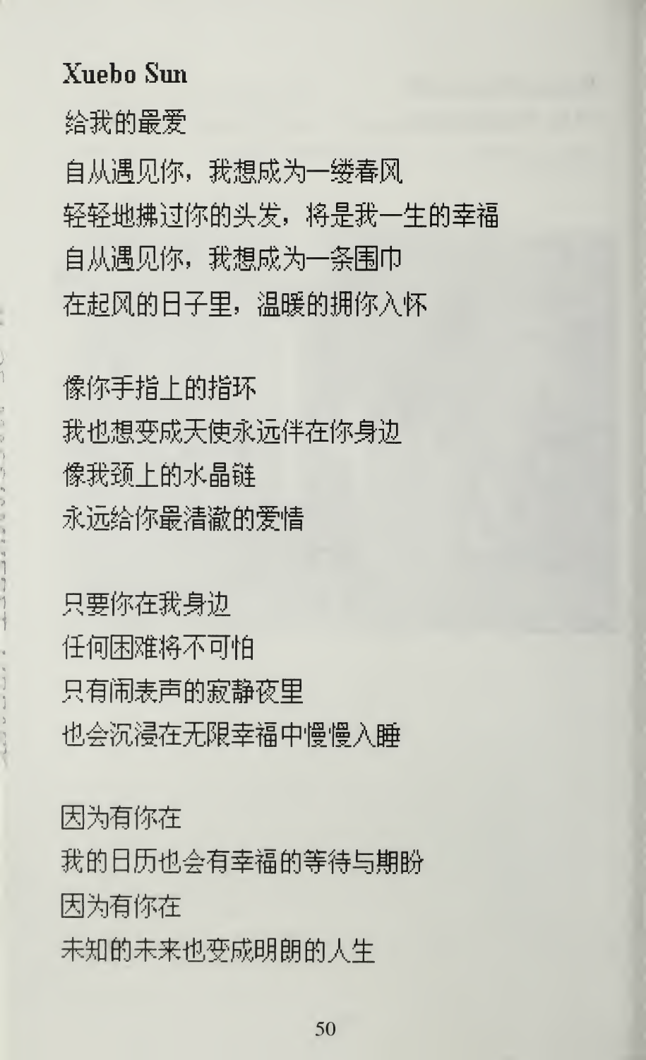**Xuebo Sun**

给我的最爱

自从遇见你，我想成为一缕春风
轻轻地拂过你的头发，将是我一生的幸福
自从遇见你，我想成为一条围巾
在起风的日子里，温暖的拥你入怀

像你手指上的指环
我也想变成天使永远伴在你身边
像我颈上的水晶链
永远给你最清澈的爱情

只要你在我身边
任何困难将不可怕
只有闹表声的寂静夜里
也会沉浸在无限幸福中慢慢入睡

因为有你在
我的日历也会有幸福的等待与期盼
因为有你在
未知的未来也变成明朗的人生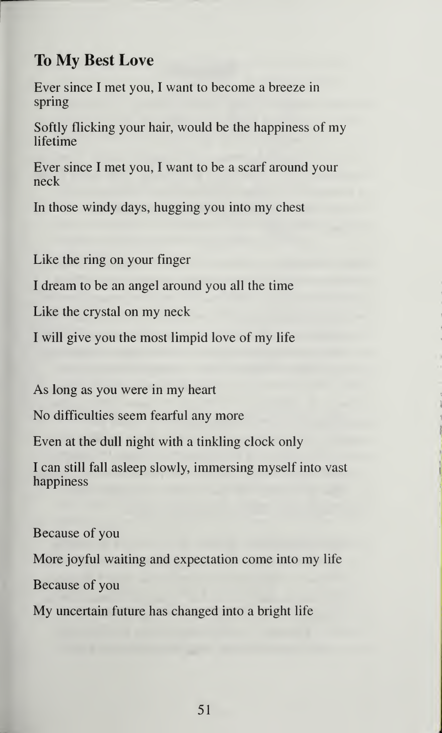## To My Best Love

Ever since I met you, I want to become a breeze in spring

Softly flicking your hair, would be the happiness of my lifetime

Ever since I met you, I want to be a scarf around your neck

In those windy days, hugging you into my chest

Like the ring on your finger

I dream to be an angel around you all the time

Like the crystal on my neck

I will give you the most limpid love of my life

As long as you were in my heart

No difficulties seem fearful any more

Even at the dull night with a tinkling clock only

I can still fall asleep slowly, immersing myself into vast happiness

Because of you

More joyful waiting and expectation come into my life

Because of you

My uncertain future has changed into a bright life